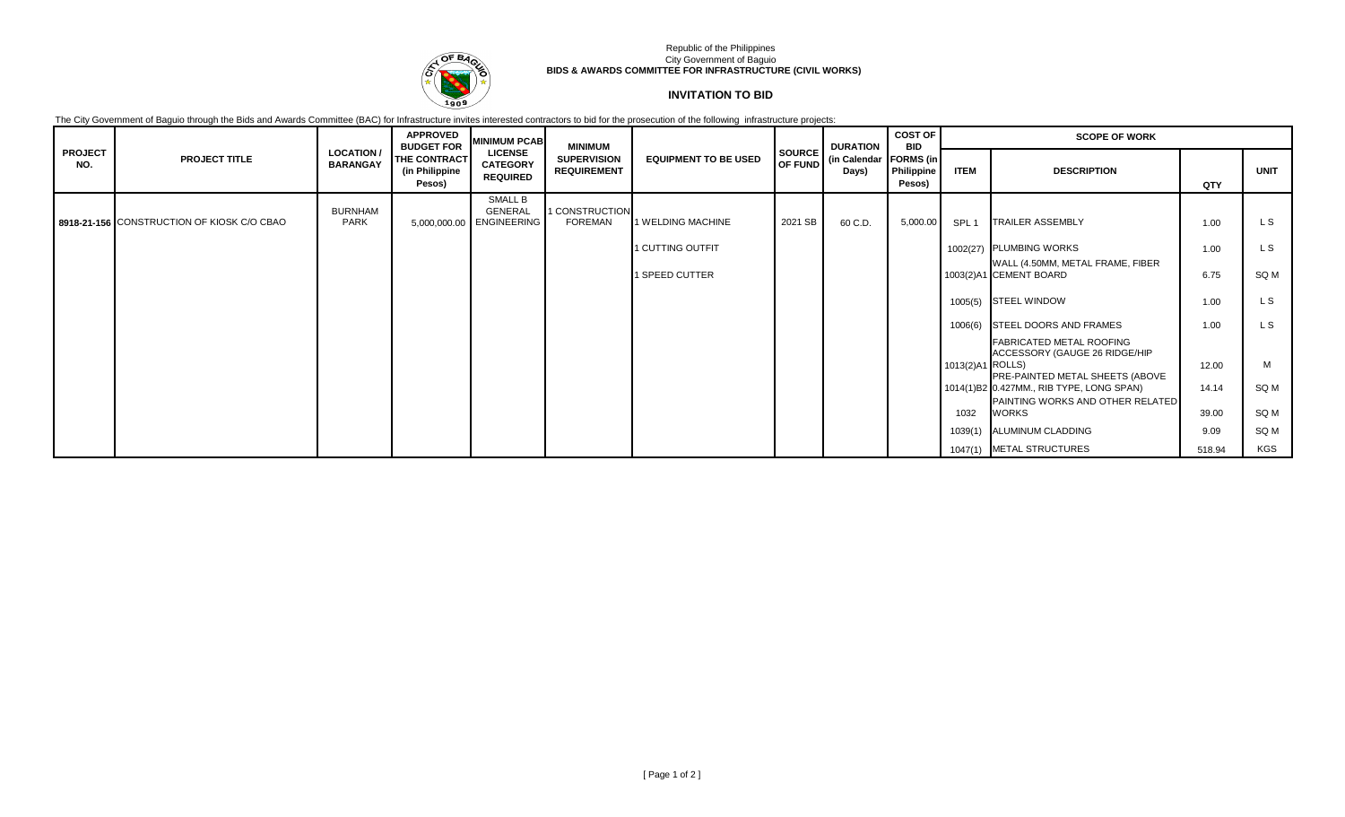Republic of the Philippines
City Government of Baguio
**BIDS & AWARDS COMMITTEE FOR INFRASTRUCTURE (CIVIL WORKS)**

## INVITATION TO BID

The City Government of Baguio through the Bids and Awards Committee (BAC) for Infrastructure invites interested contractors to bid for the prosecution of the following infrastructure projects:

| PROJECT NO. | PROJECT TITLE | LOCATION / BARANGAY | APPROVED BUDGET FOR THE CONTRACT (in Philippine Pesos) | MINIMUM PCAB LICENSE CATEGORY REQUIRED | MINIMUM SUPERVISION REQUIREMENT | EQUIPMENT TO BE USED | SOURCE OF FUND | DURATION (in Calendar Days) | COST OF BID FORMS (in Philippine Pesos) | SCOPE OF WORK | | | |
|---|---|---|---|---|---|---|---|---|---|---|---|---|---|
| | | | | | | | | | | ITEM | DESCRIPTION | QTY | UNIT |
| 8918-21-156 | CONSTRUCTION OF KIOSK C/O CBAO | BURNHAM PARK | 5,000,000.00 | SMALL B GENERAL ENGINEERING | 1 CONSTRUCTION FOREMAN | 1 WELDING MACHINE | 2021 SB | 60 C.D. | 5,000.00 | SPL 1 | TRAILER ASSEMBLY | 1.00 | L S |
| | | | | | | 1 CUTTING OUTFIT | | | | 1002(27) | PLUMBING WORKS | 1.00 | L S |
| | | | | | | 1 SPEED CUTTER | | | | 1003(2)A1 | WALL (4.50MM, METAL FRAME, FIBER CEMENT BOARD | 6.75 | SQ M |
| | | | | | | | | | | 1005(5) | STEEL WINDOW | 1.00 | L S |
| | | | | | | | | | | 1006(6) | STEEL DOORS AND FRAMES | 1.00 | L S |
| | | | | | | | | | | 1013(2)A1 | FABRICATED METAL ROOFING ACCESSORY (GAUGE 26 RIDGE/HIP ROLLS) | 12.00 | M |
| | | | | | | | | | | 1014(1)B2 | PRE-PAINTED METAL SHEETS (ABOVE 0.427MM., RIB TYPE, LONG SPAN) | 14.14 | SQ M |
| | | | | | | | | | | 1032 | PAINTING WORKS AND OTHER RELATED WORKS | 39.00 | SQ M |
| | | | | | | | | | | 1039(1) | ALUMINUM CLADDING | 9.09 | SQ M |
| | | | | | | | | | | 1047(1) | METAL STRUCTURES | 518.94 | KGS |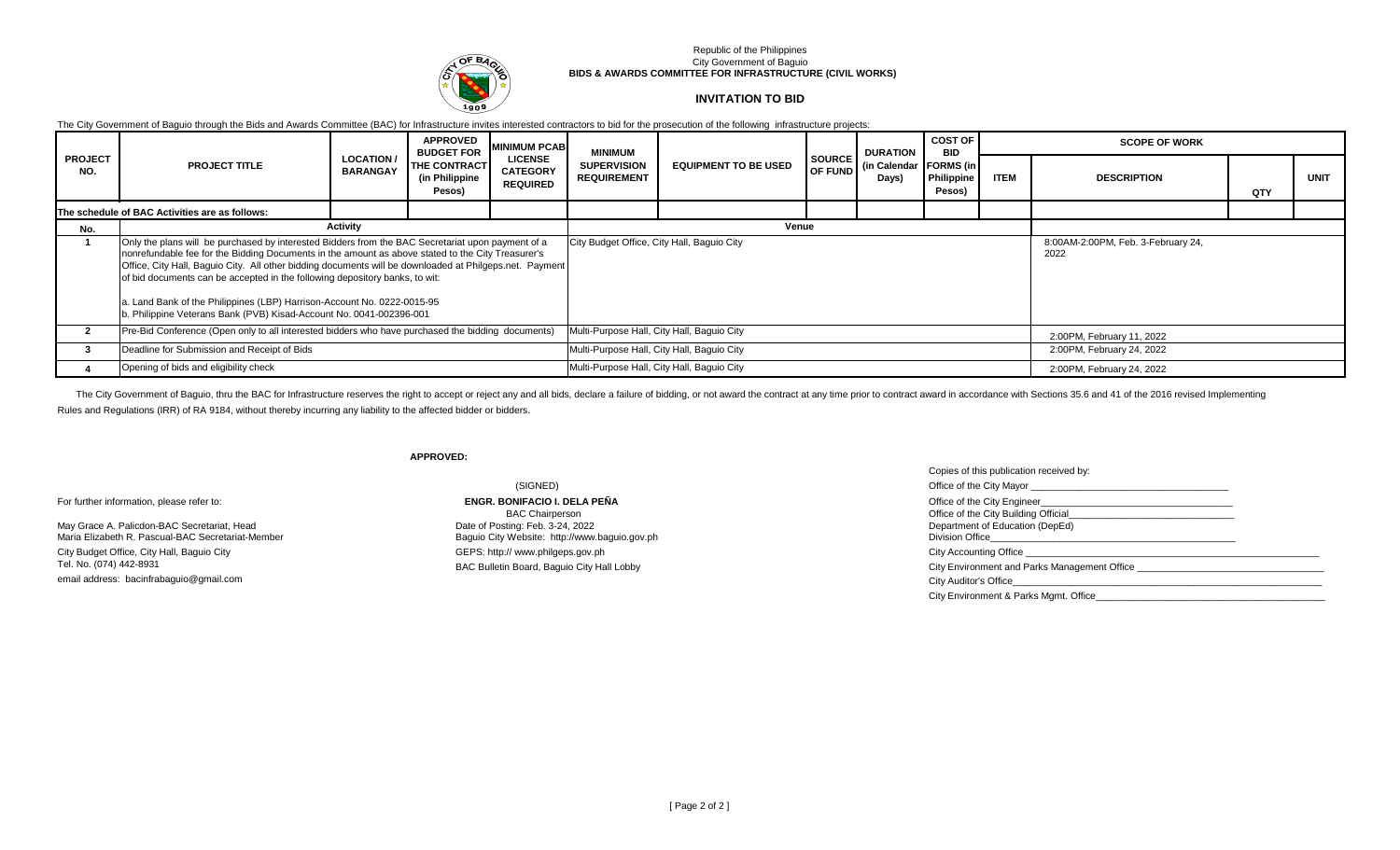Republic of the Philippines
City Government of Baguio
**BIDS & AWARDS COMMITTEE FOR INFRASTRUCTURE (CIVIL WORKS)**

## INVITATION TO BID

The City Government of Baguio through the Bids and Awards Committee (BAC) for Infrastructure invites interested contractors to bid for the prosecution of the following infrastructure projects:

| PROJECT NO. | PROJECT TITLE | LOCATION / BARANGAY | APPROVED BUDGET FOR THE CONTRACT (in Philippine Pesos) | MINIMUM PCAB LICENSE CATEGORY REQUIRED | MINIMUM SUPERVISION REQUIREMENT | EQUIPMENT TO BE USED | SOURCE OF FUND | DURATION (in Calendar Days) | COST OF BID FORMS (in Philippine Pesos) | SCOPE OF WORK: ITEM | DESCRIPTION | QTY | UNIT |
|---|---|---|---|---|---|---|---|---|---|---|---|---|---|

**The schedule of BAC Activities are as follows:**

| No. | Activity | Venue | |
|---|---|---|---|
| 1 | Only the plans will be purchased by interested Bidders from the BAC Secretariat upon payment of a nonrefundable fee for the Bidding Documents in the amount as above stated to the City Treasurer's Office, City Hall, Baguio City. All other bidding documents will be downloaded at Philgeps.net. Payment of bid documents can be accepted in the following depository banks, to wit:<br><br>a. Land Bank of the Philippines (LBP) Harrison-Account No. 0222-0015-95<br>b. Philippine Veterans Bank (PVB) Kisad-Account No. 0041-002396-001 | City Budget Office, City Hall, Baguio City | 8:00AM-2:00PM, Feb. 3-February 24, 2022 |
| 2 | Pre-Bid Conference (Open only to all interested bidders who have purchased the bidding documents) | Multi-Purpose Hall, City Hall, Baguio City | 2:00PM, February 11, 2022 |
| 3 | Deadline for Submission and Receipt of Bids | Multi-Purpose Hall, City Hall, Baguio City | 2:00PM, February 24, 2022 |
| 4 | Opening of bids and eligibility check | Multi-Purpose Hall, City Hall, Baguio City | 2:00PM, February 24, 2022 |

The City Government of Baguio, thru the BAC for Infrastructure reserves the right to accept or reject any and all bids, declare a failure of bidding, or not award the contract at any time prior to contract award in accordance with Sections 35.6 and 41 of the 2016 revised Implementing Rules and Regulations (IRR) of RA 9184, without thereby incurring any liability to the affected bidder or bidders.

**APPROVED:**

(SIGNED)
**ENGR. BONIFACIO I. DELA PEÑA**
BAC Chairperson
Date of Posting: Feb. 3-24, 2022
Baguio City Website: http://www.baguio.gov.ph
GEPS: http:// www.philgeps.gov.ph
BAC Bulletin Board, Baguio City Hall Lobby

For further information, please refer to:

May Grace A. Palicdon-BAC Secretariat, Head
Maria Elizabeth R. Pascual-BAC Secretariat-Member
City Budget Office, City Hall, Baguio City
Tel. No. (074) 442-8931
email address: bacinfrabaguio@gmail.com

Copies of this publication received by:

Office of the City Mayor ____________________
Office of the City Engineer____________________
Office of the City Building Official____________________
Department of Education (DepEd)
Division Office____________________
City Accounting Office ____________________
City Environment and Parks Management Office ____________________
City Auditor's Office____________________
City Environment & Parks Mgmt. Office____________________